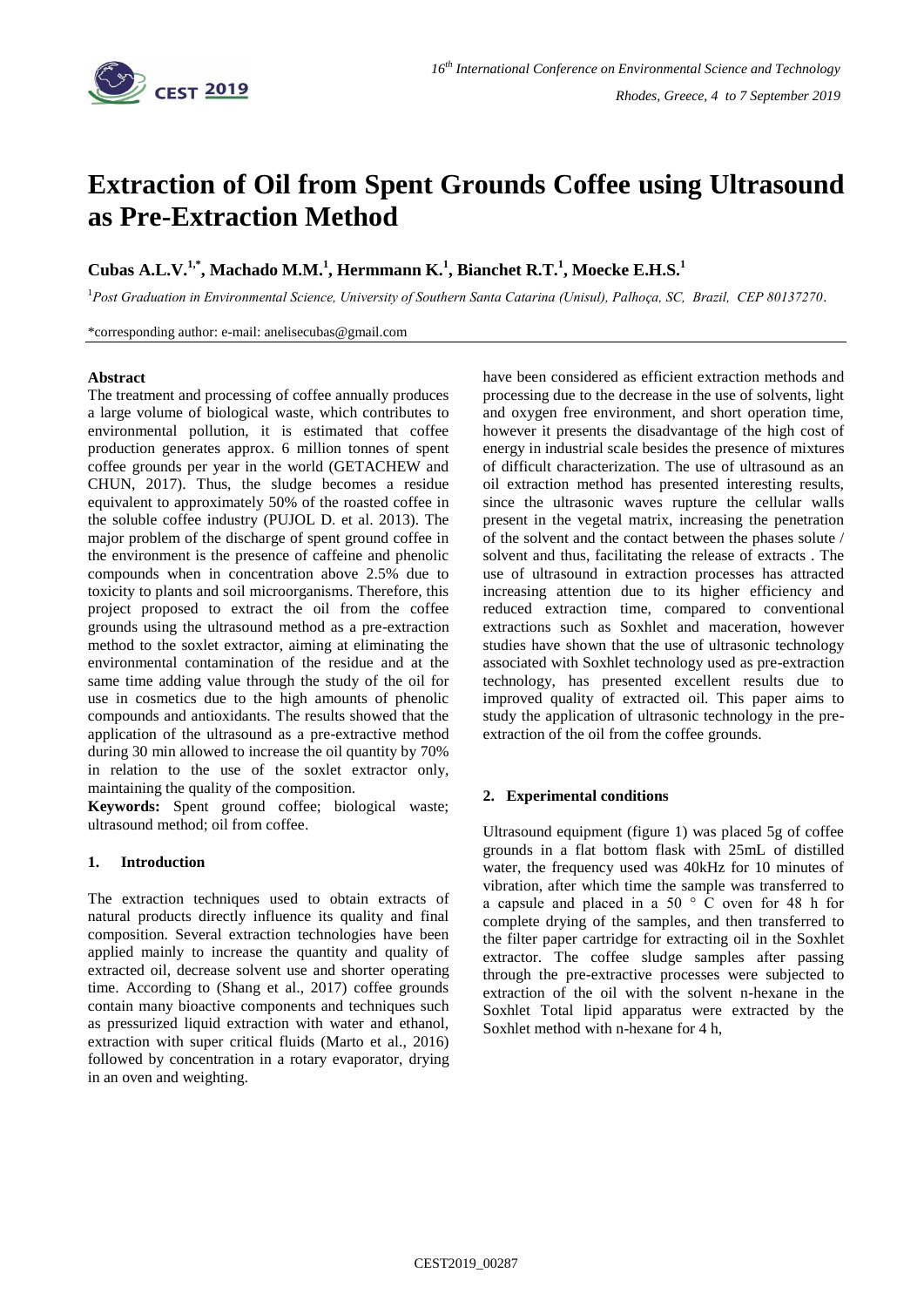# Extraction of Oil from Spent Grounds Coffee using Ultrasound as Pre-Extraction Method

**Cubas A.L.V.[1,*], Machado M.M.[1], Hermmann K.[1], Bianchet R.T.[1], Moecke E.H.S.[1]**

[1]*Post Graduation in Environmental Science, University of Southern Santa Catarina (Unisul), Palhoça, SC, Brazil, CEP 80137270*.

*corresponding author: e-mail: anelisecubas@gmail.com

**Abstract**

The treatment and processing of coffee annually produces a large volume of biological waste, which contributes to environmental pollution, it is estimated that coffee production generates approx. 6 million tonnes of spent coffee grounds per year in the world (GETACHEW and CHUN, 2017). Thus, the sludge becomes a residue equivalent to approximately 50% of the roasted coffee in the soluble coffee industry (PUJOL D. et al. 2013). The major problem of the discharge of spent ground coffee in the environment is the presence of caffeine and phenolic compounds when in concentration above 2.5% due to toxicity to plants and soil microorganisms. Therefore, this project proposed to extract the oil from the coffee grounds using the ultrasound method as a pre-extraction method to the soxlet extractor, aiming at eliminating the environmental contamination of the residue and at the same time adding value through the study of the oil for use in cosmetics due to the high amounts of phenolic compounds and antioxidants. The results showed that the application of the ultrasound as a pre-extractive method during 30 min allowed to increase the oil quantity by 70% in relation to the use of the soxlet extractor only, maintaining the quality of the composition.

**Keywords:** Spent ground coffee; biological waste; ultrasound method; oil from coffee.

## 1. Introduction

The extraction techniques used to obtain extracts of natural products directly influence its quality and final composition. Several extraction technologies have been applied mainly to increase the quantity and quality of extracted oil, decrease solvent use and shorter operating time. According to (Shang et al., 2017) coffee grounds contain many bioactive components and techniques such as pressurized liquid extraction with water and ethanol, extraction with super critical fluids (Marto et al., 2016) followed by concentration in a rotary evaporator, drying in an oven and weighting. have been considered as efficient extraction methods and processing due to the decrease in the use of solvents, light and oxygen free environment, and short operation time, however it presents the disadvantage of the high cost of energy in industrial scale besides the presence of mixtures of difficult characterization. The use of ultrasound as an oil extraction method has presented interesting results, since the ultrasonic waves rupture the cellular walls present in the vegetal matrix, increasing the penetration of the solvent and the contact between the phases solute / solvent and thus, facilitating the release of extracts . The use of ultrasound in extraction processes has attracted increasing attention due to its higher efficiency and reduced extraction time, compared to conventional extractions such as Soxhlet and maceration, however studies have shown that the use of ultrasonic technology associated with Soxhlet technology used as pre-extraction technology, has presented excellent results due to improved quality of extracted oil. This paper aims to study the application of ultrasonic technology in the pre-extraction of the oil from the coffee grounds.

## 2. Experimental conditions

Ultrasound equipment (figure 1) was placed 5g of coffee grounds in a flat bottom flask with 25mL of distilled water, the frequency used was 40kHz for 10 minutes of vibration, after which time the sample was transferred to a capsule and placed in a 50 ° C oven for 48 h for complete drying of the samples, and then transferred to the filter paper cartridge for extracting oil in the Soxhlet extractor. The coffee sludge samples after passing through the pre-extractive processes were subjected to extraction of the oil with the solvent n-hexane in the Soxhlet Total lipid apparatus were extracted by the Soxhlet method with n-hexane for 4 h,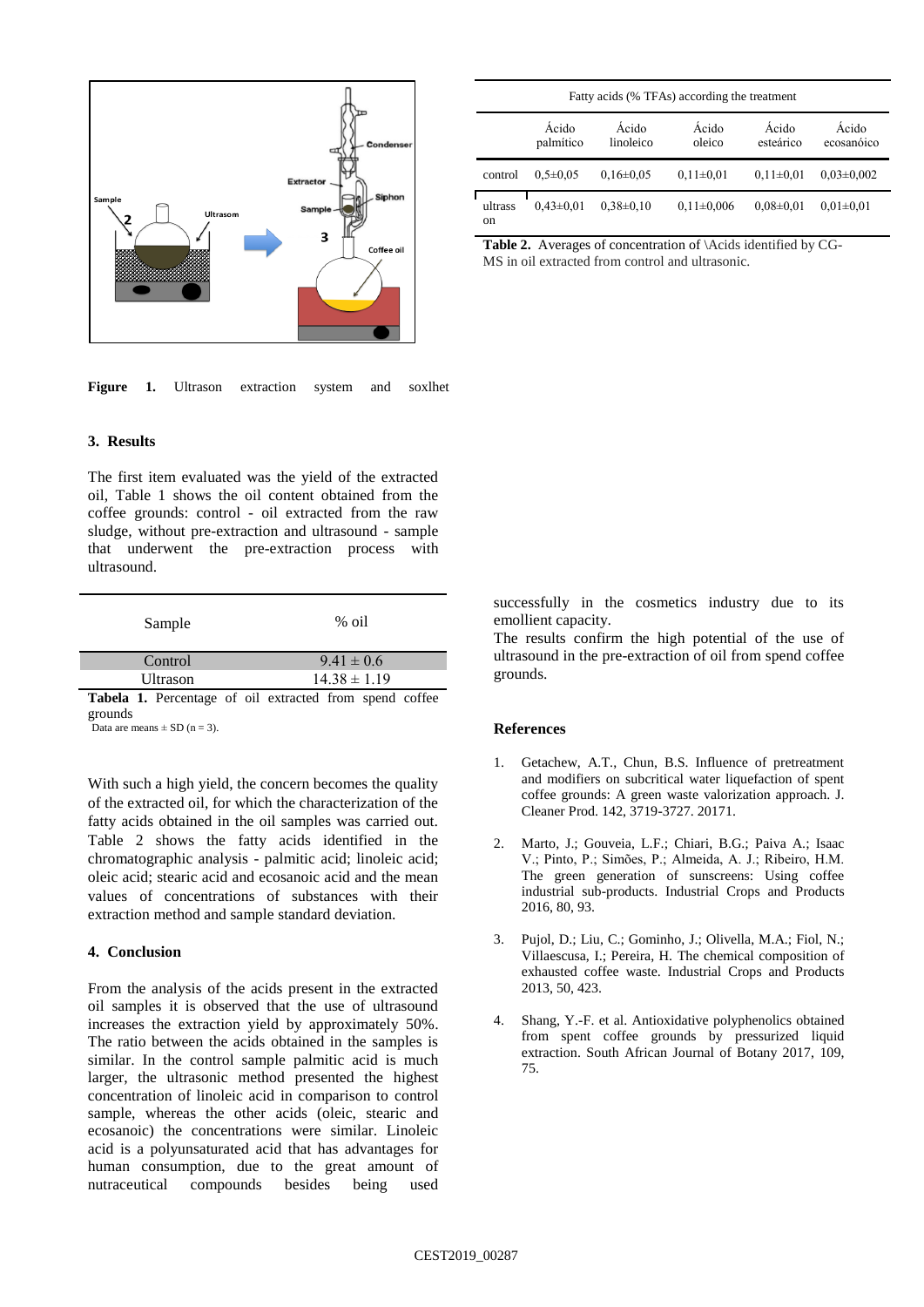Figure 1. Ultrason extraction system and soxlhet

| Fatty acids (% TFAs) according the treatment | | | | | |
|---|---|---|---|---|---|
| | Ácido palmítico | Ácido linoleico | Ácido oleico | Ácido esteárico | Ácido ecosanóico |
| control | 0,5±0,05 | 0,16±0,05 | 0,11±0,01 | 0,11±0,01 | 0,03±0,002 |
| ultrasson | 0,43±0,01 | 0,38±0,10 | 0,11±0,006 | 0,08±0,01 | 0,01±0,01 |

**Table 2.** Averages of concentration of \Acids identified by CG-MS in oil extracted from control and ultrasonic.

### 3. Results

The first item evaluated was the yield of the extracted oil, Table 1 shows the oil content obtained from the coffee grounds: control - oil extracted from the raw sludge, without pre-extraction and ultrasound - sample that underwent the pre-extraction process with ultrasound.

| Sample | % oil |
|---|---|
| Control | 9.41 ± 0.6 |
| Ultrason | 14.38 ± 1.19 |

**Tabela 1.** Percentage of oil extracted from spend coffee grounds
Data are means ± SD (n = 3).

With such a high yield, the concern becomes the quality of the extracted oil, for which the characterization of the fatty acids obtained in the oil samples was carried out. Table 2 shows the fatty acids identified in the chromatographic analysis - palmitic acid; linoleic acid; oleic acid; stearic acid and ecosanoic acid and the mean values of concentrations of substances with their extraction method and sample standard deviation.

### 4. Conclusion

From the analysis of the acids present in the extracted oil samples it is observed that the use of ultrasound increases the extraction yield by approximately 50%. The ratio between the acids obtained in the samples is similar. In the control sample palmitic acid is much larger, the ultrasonic method presented the highest concentration of linoleic acid in comparison to control sample, whereas the other acids (oleic, stearic and ecosanoic) the concentrations were similar. Linoleic acid is a polyunsaturated acid that has advantages for human consumption, due to the great amount of nutraceutical compounds besides being used successfully in the cosmetics industry due to its emollient capacity.

The results confirm the high potential of the use of ultrasound in the pre-extraction of oil from spend coffee grounds.

### References

1. Getachew, A.T., Chun, B.S. Influence of pretreatment and modifiers on subcritical water liquefaction of spent coffee grounds: A green waste valorization approach. J. Cleaner Prod. 142, 3719-3727. 20171.

2. Marto, J.; Gouveia, L.F.; Chiari, B.G.; Paiva A.; Isaac V.; Pinto, P.; Simões, P.; Almeida, A. J.; Ribeiro, H.M. The green generation of sunscreens: Using coffee industrial sub-products. Industrial Crops and Products 2016, 80, 93.

3. Pujol, D.; Liu, C.; Gominho, J.; Olivella, M.A.; Fiol, N.; Villaescusa, I.; Pereira, H. The chemical composition of exhausted coffee waste. Industrial Crops and Products 2013, 50, 423.

4. Shang, Y.-F. et al. Antioxidative polyphenolics obtained from spent coffee grounds by pressurized liquid extraction. South African Journal of Botany 2017, 109, 75.